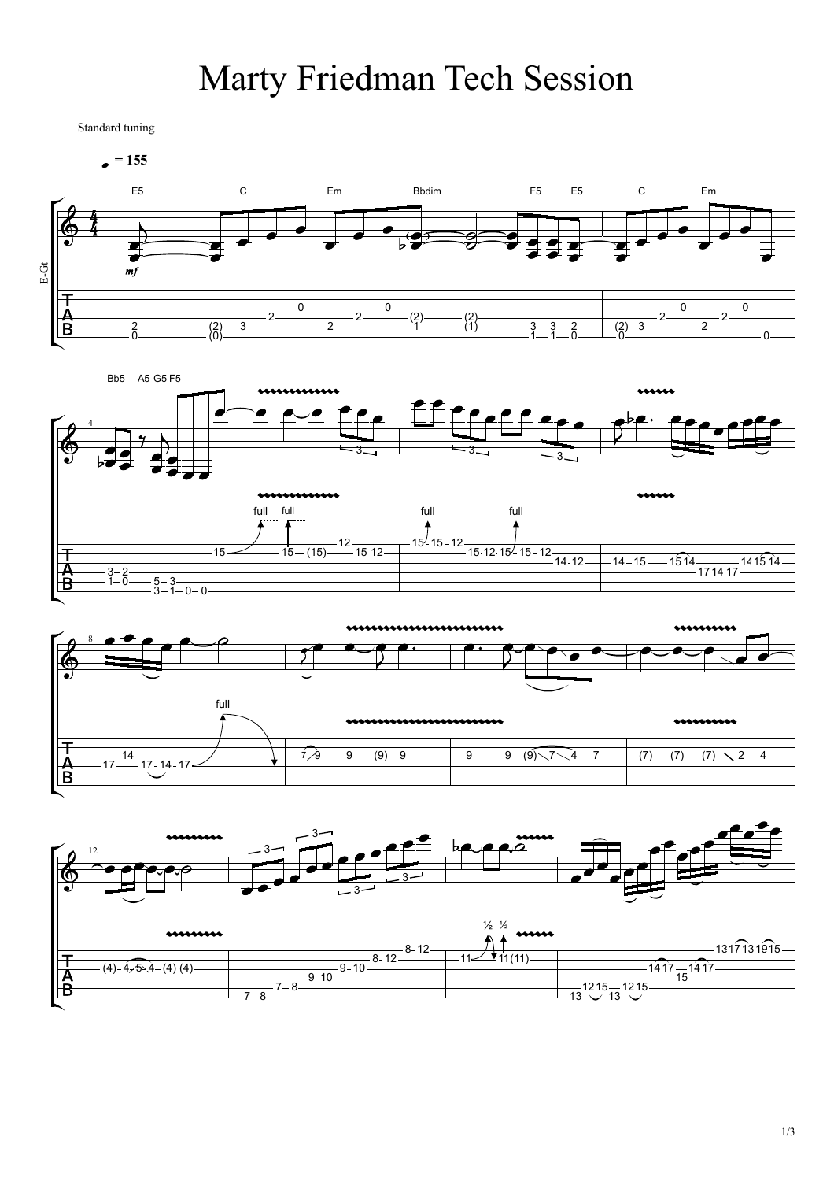# Marty Friedman Tech Session

Standard tuning

♩ = 155